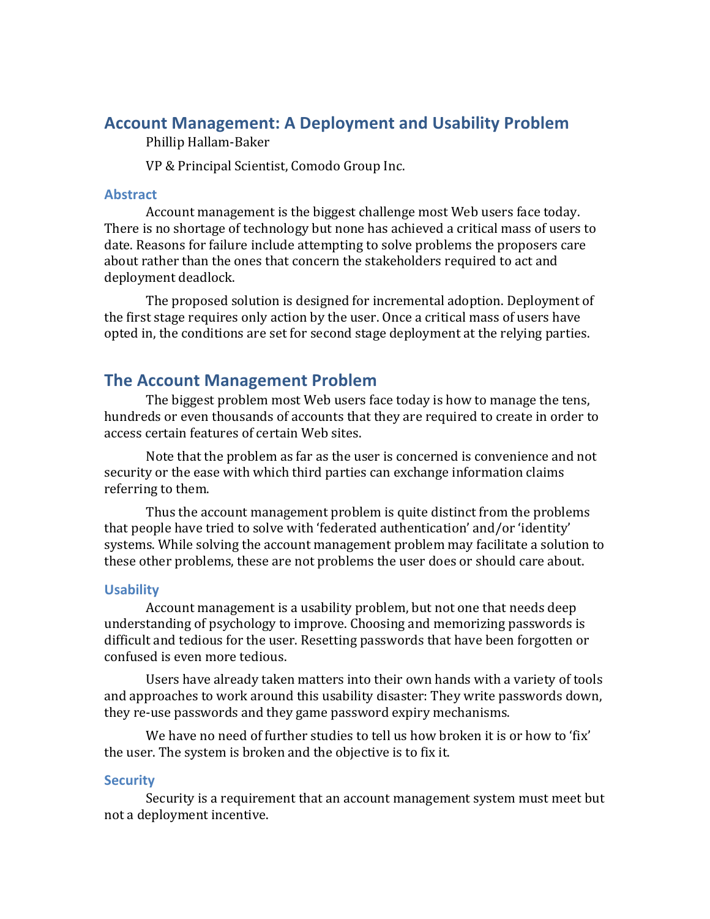# Account Management: A Deployment and Usability Problem

Phillip Hallam-Baker

VP & Principal Scientist, Comodo Group Inc.

### Abstract

Account management is the biggest challenge most Web users face today. There is no shortage of technology but none has achieved a critical mass of users to date. Reasons for failure include attempting to solve problems the proposers care about rather than the ones that concern the stakeholders required to act and deployment deadlock.

The proposed solution is designed for incremental adoption. Deployment of the first stage requires only action by the user. Once a critical mass of users have opted in, the conditions are set for second stage deployment at the relying parties.

## The Account Management Problem

The biggest problem most Web users face today is how to manage the tens, hundreds or even thousands of accounts that they are required to create in order to access certain features of certain Web sites.

Note that the problem as far as the user is concerned is convenience and not security or the ease with which third parties can exchange information claims referring to them.

Thus the account management problem is quite distinct from the problems that people have tried to solve with 'federated authentication' and/or 'identity' systems. While solving the account management problem may facilitate a solution to these other problems, these are not problems the user does or should care about.

### Usability

Account management is a usability problem, but not one that needs deep understanding of psychology to improve. Choosing and memorizing passwords is difficult and tedious for the user. Resetting passwords that have been forgotten or confused is even more tedious.

Users have already taken matters into their own hands with a variety of tools and approaches to work around this usability disaster: They write passwords down, they re-use passwords and they game password expiry mechanisms.

We have no need of further studies to tell us how broken it is or how to 'fix' the user. The system is broken and the objective is to fix it.

### Security

Security is a requirement that an account management system must meet but not a deployment incentive.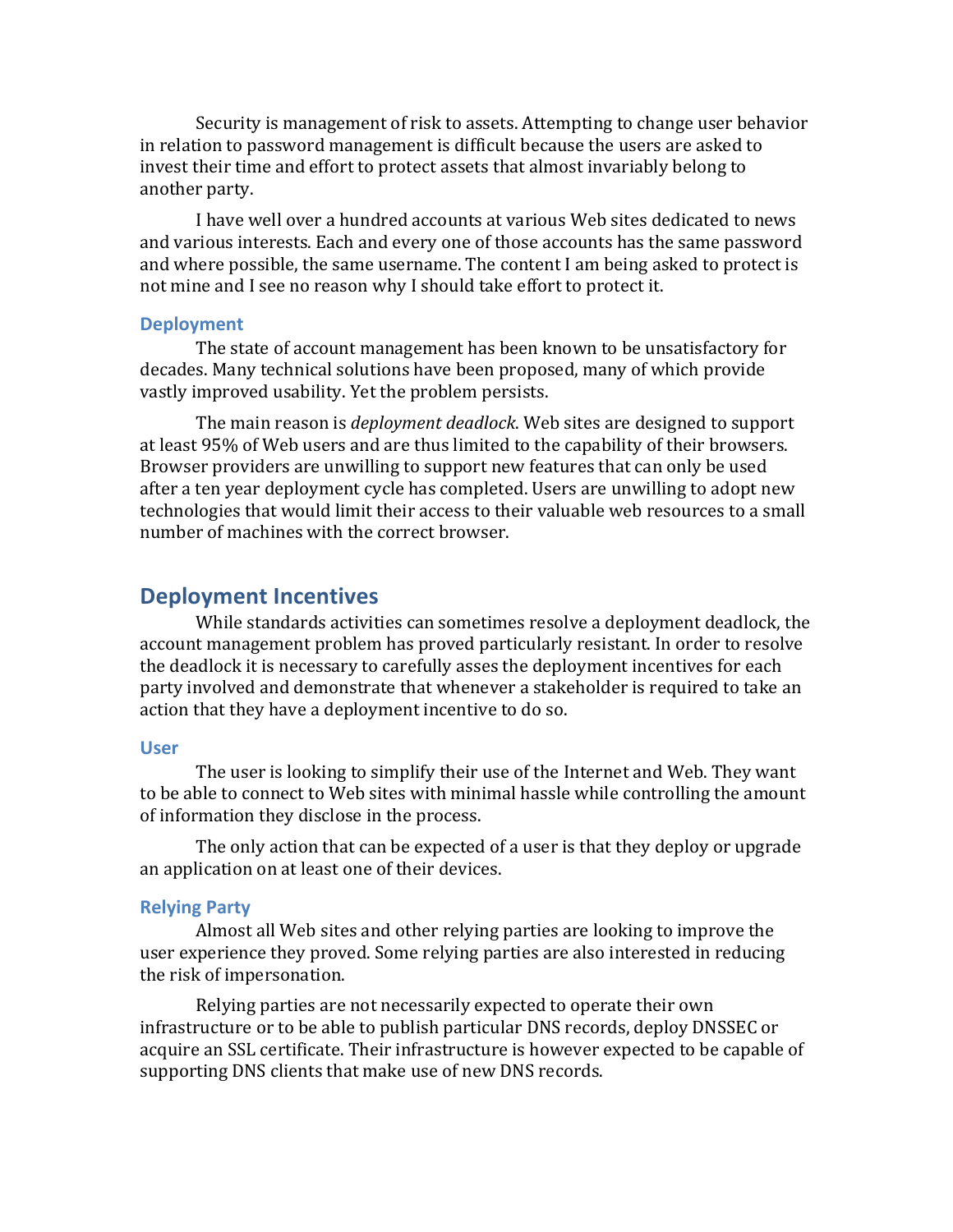Security is management of risk to assets. Attempting to change user behavior in relation to password management is difficult because the users are asked to invest their time and effort to protect assets that almost invariably belong to another party.

I have well over a hundred accounts at various Web sites dedicated to news and various interests. Each and every one of those accounts has the same password and where possible, the same username. The content I am being asked to protect is not mine and I see no reason why I should take effort to protect it.

### Deployment

The state of account management has been known to be unsatisfactory for decades. Many technical solutions have been proposed, many of which provide vastly improved usability. Yet the problem persists.

The main reason is *deployment deadlock.* Web sites are designed to support at least 95% of Web users and are thus limited to the capability of their browsers. Browser providers are unwilling to support new features that can only be used after a ten year deployment cycle has completed. Users are unwilling to adopt new technologies that would limit their access to their valuable web resources to a small number of machines with the correct browser.

## Deployment Incentives

While standards activities can sometimes resolve a deployment deadlock, the account management problem has proved particularly resistant. In order to resolve the deadlock it is necessary to carefully asses the deployment incentives for each party involved and demonstrate that whenever a stakeholder is required to take an action that they have a deployment incentive to do so.

### User

The user is looking to simplify their use of the Internet and Web. They want to be able to connect to Web sites with minimal hassle while controlling the amount of information they disclose in the process.

The only action that can be expected of a user is that they deploy or upgrade an application on at least one of their devices.

### Relying Party

Almost all Web sites and other relying parties are looking to improve the user experience they proved. Some relying parties are also interested in reducing the risk of impersonation.

Relying parties are not necessarily expected to operate their own infrastructure or to be able to publish particular DNS records, deploy DNSSEC or acquire an SSL certificate. Their infrastructure is however expected to be capable of supporting DNS clients that make use of new DNS records.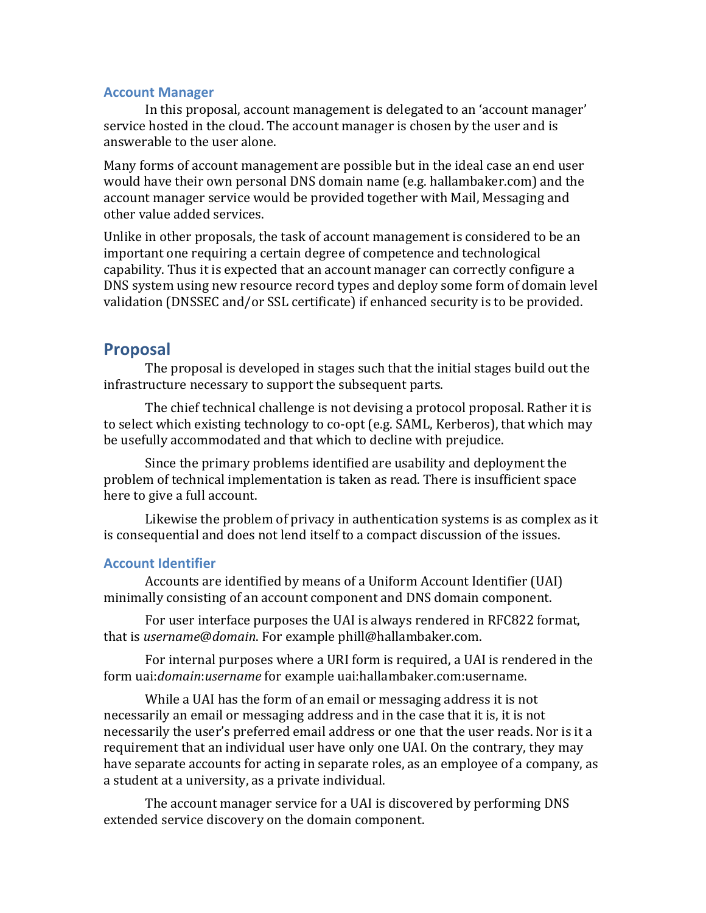### Account Manager

In this proposal, account management is delegated to an 'account manager' service hosted in the cloud. The account manager is chosen by the user and is answerable to the user alone.

Many forms of account management are possible but in the ideal case an end user would have their own personal DNS domain name (e.g. hallambaker.com) and the account manager service would be provided together with Mail, Messaging and other value added services.

Unlike in other proposals, the task of account management is considered to be an important one requiring a certain degree of competence and technological capability. Thus it is expected that an account manager can correctly configure a DNS system using new resource record types and deploy some form of domain level validation (DNSSEC and/or SSL certificate) if enhanced security is to be provided.

## Proposal

The proposal is developed in stages such that the initial stages build out the infrastructure necessary to support the subsequent parts.

The chief technical challenge is not devising a protocol proposal. Rather it is to select which existing technology to co-opt (e.g. SAML, Kerberos), that which may be usefully accommodated and that which to decline with prejudice.

Since the primary problems identified are usability and deployment the problem of technical implementation is taken as read. There is insufficient space here to give a full account.

Likewise the problem of privacy in authentication systems is as complex as it is consequential and does not lend itself to a compact discussion of the issues.

### Account Identifier

Accounts are identified by means of a Uniform Account Identifier (UAI) minimally consisting of an account component and DNS domain component.

For user interface purposes the UAI is always rendered in RFC822 format, that is *username@domain*. For example phill@hallambaker.com.

For internal purposes where a URI form is required, a UAI is rendered in the form uai:*domain*:*username* for example uai:hallambaker.com:username.

While a UAI has the form of an email or messaging address it is not necessarily an email or messaging address and in the case that it is, it is not necessarily the user's preferred email address or one that the user reads. Nor is it a requirement that an individual user have only one UAI. On the contrary, they may have separate accounts for acting in separate roles, as an employee of a company, as a student at a university, as a private individual.

The account manager service for a UAI is discovered by performing DNS extended service discovery on the domain component.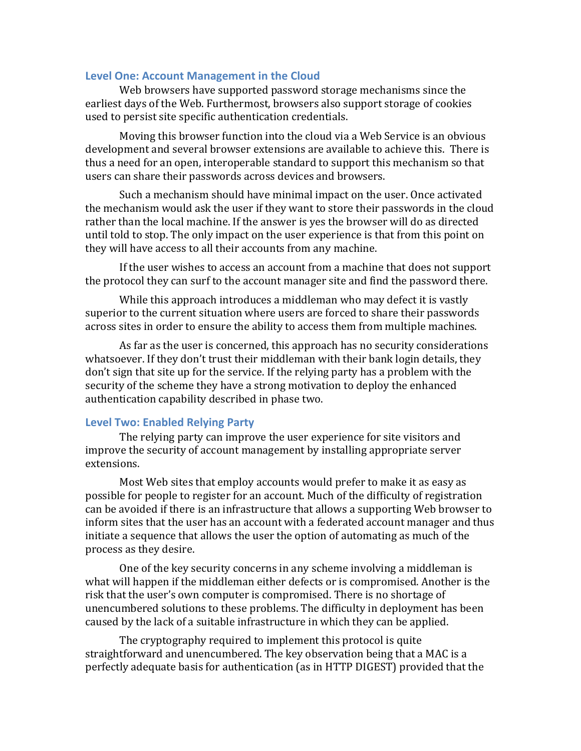### Level One: Account Management in the Cloud

Web browsers have supported password storage mechanisms since the earliest days of the Web. Furthermost, browsers also support storage of cookies used to persist site specific authentication credentials.

Moving this browser function into the cloud via a Web Service is an obvious development and several browser extensions are available to achieve this. There is thus a need for an open, interoperable standard to support this mechanism so that users can share their passwords across devices and browsers.

Such a mechanism should have minimal impact on the user. Once activated the mechanism would ask the user if they want to store their passwords in the cloud rather than the local machine. If the answer is yes the browser will do as directed until told to stop. The only impact on the user experience is that from this point on they will have access to all their accounts from any machine.

If the user wishes to access an account from a machine that does not support the protocol they can surf to the account manager site and find the password there.

While this approach introduces a middleman who may defect it is vastly superior to the current situation where users are forced to share their passwords across sites in order to ensure the ability to access them from multiple machines.

As far as the user is concerned, this approach has no security considerations whatsoever. If they don't trust their middleman with their bank login details, they don't sign that site up for the service. If the relying party has a problem with the security of the scheme they have a strong motivation to deploy the enhanced authentication capability described in phase two.

### Level Two: Enabled Relying Party

The relying party can improve the user experience for site visitors and improve the security of account management by installing appropriate server extensions.

Most Web sites that employ accounts would prefer to make it as easy as possible for people to register for an account. Much of the difficulty of registration can be avoided if there is an infrastructure that allows a supporting Web browser to inform sites that the user has an account with a federated account manager and thus initiate a sequence that allows the user the option of automating as much of the process as they desire.

One of the key security concerns in any scheme involving a middleman is what will happen if the middleman either defects or is compromised. Another is the risk that the user's own computer is compromised. There is no shortage of unencumbered solutions to these problems. The difficulty in deployment has been caused by the lack of a suitable infrastructure in which they can be applied.

The cryptography required to implement this protocol is quite straightforward and unencumbered. The key observation being that a MAC is a perfectly adequate basis for authentication (as in HTTP DIGEST) provided that the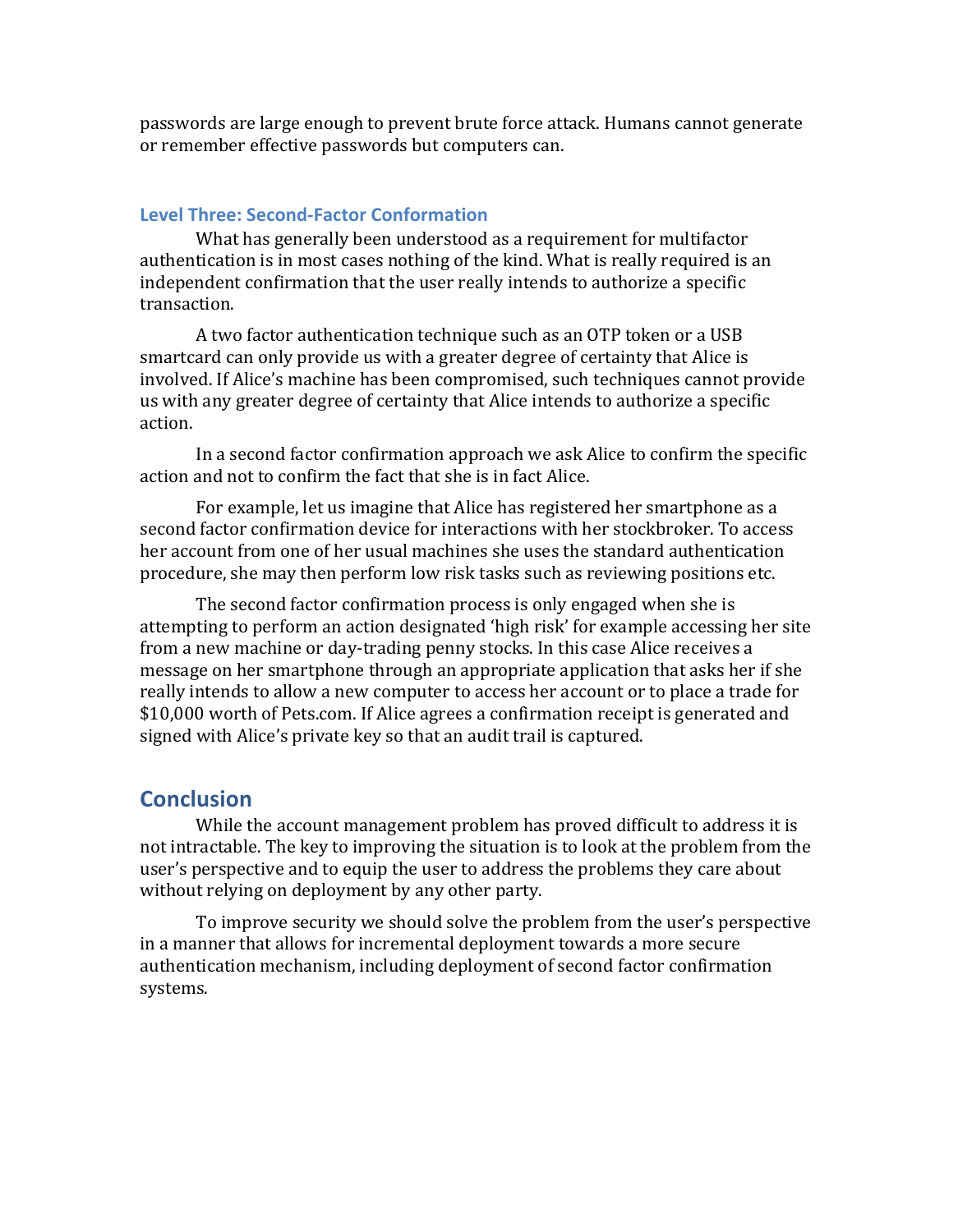passwords are large enough to prevent brute force attack. Humans cannot generate or remember effective passwords but computers can.

### Level Three: Second-Factor Conformation

What has generally been understood as a requirement for multifactor authentication is in most cases nothing of the kind. What is really required is an independent confirmation that the user really intends to authorize a specific transaction.

A two factor authentication technique such as an OTP token or a USB smartcard can only provide us with a greater degree of certainty that Alice is involved. If Alice's machine has been compromised, such techniques cannot provide us with any greater degree of certainty that Alice intends to authorize a specific action.

In a second factor confirmation approach we ask Alice to confirm the specific action and not to confirm the fact that she is in fact Alice.

For example, let us imagine that Alice has registered her smartphone as a second factor confirmation device for interactions with her stockbroker. To access her account from one of her usual machines she uses the standard authentication procedure, she may then perform low risk tasks such as reviewing positions etc.

The second factor confirmation process is only engaged when she is attempting to perform an action designated 'high risk' for example accessing her site from a new machine or day-trading penny stocks. In this case Alice receives a message on her smartphone through an appropriate application that asks her if she really intends to allow a new computer to access her account or to place a trade for $10,000 worth of Pets.com. If Alice agrees a confirmation receipt is generated and signed with Alice's private key so that an audit trail is captured.

## Conclusion

While the account management problem has proved difficult to address it is not intractable. The key to improving the situation is to look at the problem from the user's perspective and to equip the user to address the problems they care about without relying on deployment by any other party.

To improve security we should solve the problem from the user's perspective in a manner that allows for incremental deployment towards a more secure authentication mechanism, including deployment of second factor confirmation systems.